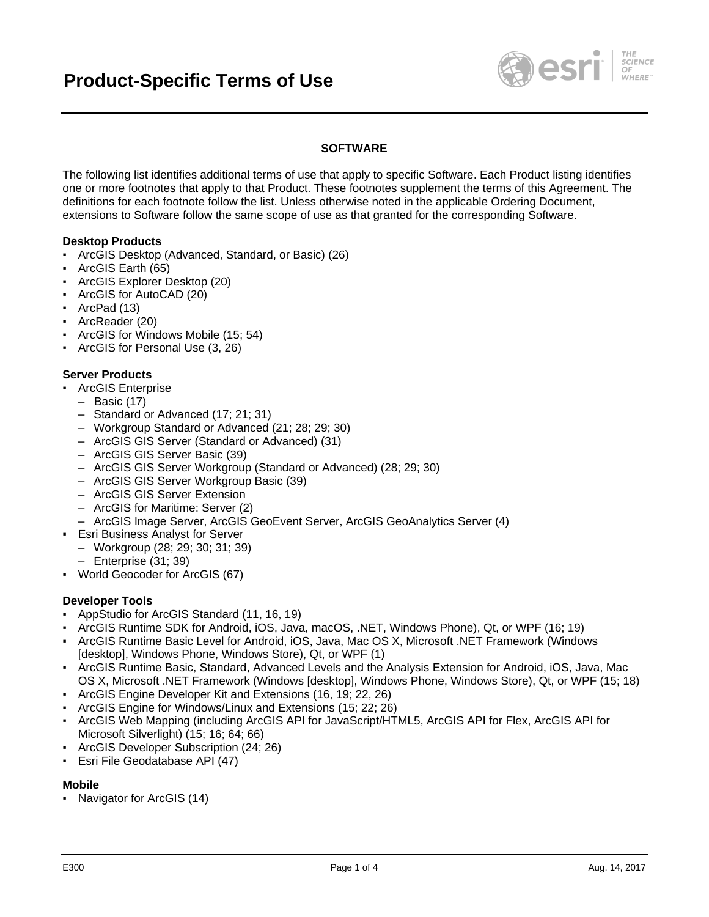# Product-Specific Terms of Use

## SOFTWARE

The following list identifies additional terms of use that apply to specific Software. Each Product listing identifies one or more footnotes that apply to that Product. These footnotes supplement the terms of this Agreement. The definitions for each footnote follow the list. Unless otherwise noted in the applicable Ordering Document, extensions to Software follow the same scope of use as that granted for the corresponding Software.

**Desktop Products**

- ArcGIS Desktop (Advanced, Standard, or Basic) (26)
- ArcGIS Earth (65)
- ArcGIS Explorer Desktop (20)
- ArcGIS for AutoCAD (20)
- ArcPad (13)
- ArcReader (20)
- ArcGIS for Windows Mobile (15; 54)
- ArcGIS for Personal Use (3, 26)

**Server Products**

- ArcGIS Enterprise
  - Basic (17)
  - Standard or Advanced (17; 21; 31)
  - Workgroup Standard or Advanced (21; 28; 29; 30)
  - ArcGIS GIS Server (Standard or Advanced) (31)
  - ArcGIS GIS Server Basic (39)
  - ArcGIS GIS Server Workgroup (Standard or Advanced) (28; 29; 30)
  - ArcGIS GIS Server Workgroup Basic (39)
  - ArcGIS GIS Server Extension
  - ArcGIS for Maritime: Server (2)
  - ArcGIS Image Server, ArcGIS GeoEvent Server, ArcGIS GeoAnalytics Server (4)
- Esri Business Analyst for Server
  - Workgroup (28; 29; 30; 31; 39)
  - Enterprise (31; 39)
- World Geocoder for ArcGIS (67)

**Developer Tools**

- AppStudio for ArcGIS Standard (11, 16, 19)
- ArcGIS Runtime SDK for Android, iOS, Java, macOS, .NET, Windows Phone), Qt, or WPF (16; 19)
- ArcGIS Runtime Basic Level for Android, iOS, Java, Mac OS X, Microsoft .NET Framework (Windows [desktop], Windows Phone, Windows Store), Qt, or WPF (1)
- ArcGIS Runtime Basic, Standard, Advanced Levels and the Analysis Extension for Android, iOS, Java, Mac OS X, Microsoft .NET Framework (Windows [desktop], Windows Phone, Windows Store), Qt, or WPF (15; 18)
- ArcGIS Engine Developer Kit and Extensions (16, 19; 22, 26)
- ArcGIS Engine for Windows/Linux and Extensions (15; 22; 26)
- ArcGIS Web Mapping (including ArcGIS API for JavaScript/HTML5, ArcGIS API for Flex, ArcGIS API for Microsoft Silverlight) (15; 16; 64; 66)
- ArcGIS Developer Subscription (24; 26)
- Esri File Geodatabase API (47)

**Mobile**

- Navigator for ArcGIS (14)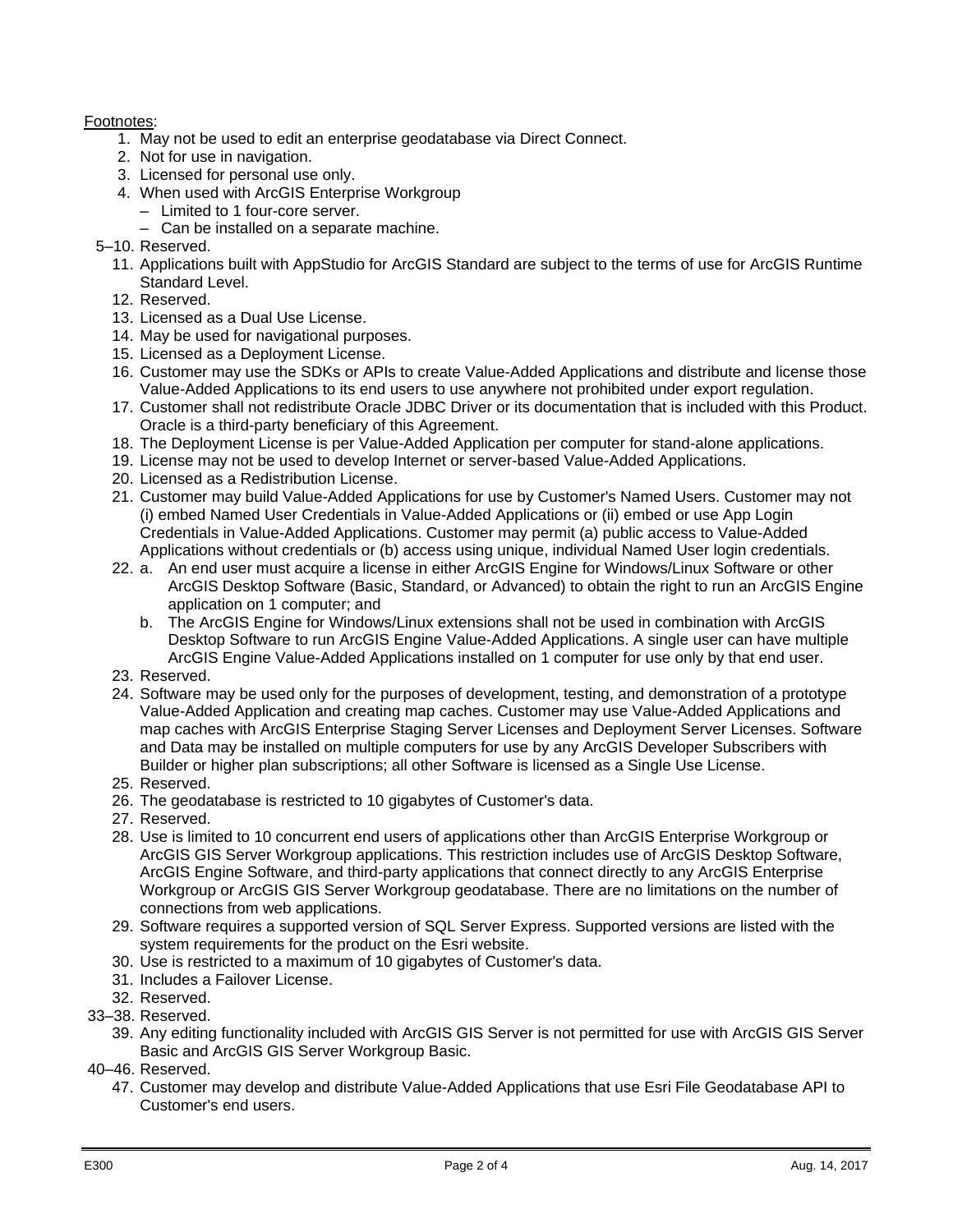Footnotes:

1. May not be used to edit an enterprise geodatabase via Direct Connect.
2. Not for use in navigation.
3. Licensed for personal use only.
4. When used with ArcGIS Enterprise Workgroup
   - Limited to 1 four-core server.
   - Can be installed on a separate machine.

5–10. Reserved.

11. Applications built with AppStudio for ArcGIS Standard are subject to the terms of use for ArcGIS Runtime Standard Level.
12. Reserved.
13. Licensed as a Dual Use License.
14. May be used for navigational purposes.
15. Licensed as a Deployment License.
16. Customer may use the SDKs or APIs to create Value-Added Applications and distribute and license those Value-Added Applications to its end users to use anywhere not prohibited under export regulation.
17. Customer shall not redistribute Oracle JDBC Driver or its documentation that is included with this Product. Oracle is a third-party beneficiary of this Agreement.
18. The Deployment License is per Value-Added Application per computer for stand-alone applications.
19. License may not be used to develop Internet or server-based Value-Added Applications.
20. Licensed as a Redistribution License.
21. Customer may build Value-Added Applications for use by Customer's Named Users. Customer may not (i) embed Named User Credentials in Value-Added Applications or (ii) embed or use App Login Credentials in Value-Added Applications. Customer may permit (a) public access to Value-Added Applications without credentials or (b) access using unique, individual Named User login credentials.
22. a. An end user must acquire a license in either ArcGIS Engine for Windows/Linux Software or other ArcGIS Desktop Software (Basic, Standard, or Advanced) to obtain the right to run an ArcGIS Engine application on 1 computer; and
    b. The ArcGIS Engine for Windows/Linux extensions shall not be used in combination with ArcGIS Desktop Software to run ArcGIS Engine Value-Added Applications. A single user can have multiple ArcGIS Engine Value-Added Applications installed on 1 computer for use only by that end user.
23. Reserved.
24. Software may be used only for the purposes of development, testing, and demonstration of a prototype Value-Added Application and creating map caches. Customer may use Value-Added Applications and map caches with ArcGIS Enterprise Staging Server Licenses and Deployment Server Licenses. Software and Data may be installed on multiple computers for use by any ArcGIS Developer Subscribers with Builder or higher plan subscriptions; all other Software is licensed as a Single Use License.
25. Reserved.
26. The geodatabase is restricted to 10 gigabytes of Customer's data.
27. Reserved.
28. Use is limited to 10 concurrent end users of applications other than ArcGIS Enterprise Workgroup or ArcGIS GIS Server Workgroup applications. This restriction includes use of ArcGIS Desktop Software, ArcGIS Engine Software, and third-party applications that connect directly to any ArcGIS Enterprise Workgroup or ArcGIS GIS Server Workgroup geodatabase. There are no limitations on the number of connections from web applications.
29. Software requires a supported version of SQL Server Express. Supported versions are listed with the system requirements for the product on the Esri website.
30. Use is restricted to a maximum of 10 gigabytes of Customer's data.
31. Includes a Failover License.
32. Reserved.

33–38. Reserved.

39. Any editing functionality included with ArcGIS GIS Server is not permitted for use with ArcGIS GIS Server Basic and ArcGIS GIS Server Workgroup Basic.

40–46. Reserved.

47. Customer may develop and distribute Value-Added Applications that use Esri File Geodatabase API to Customer's end users.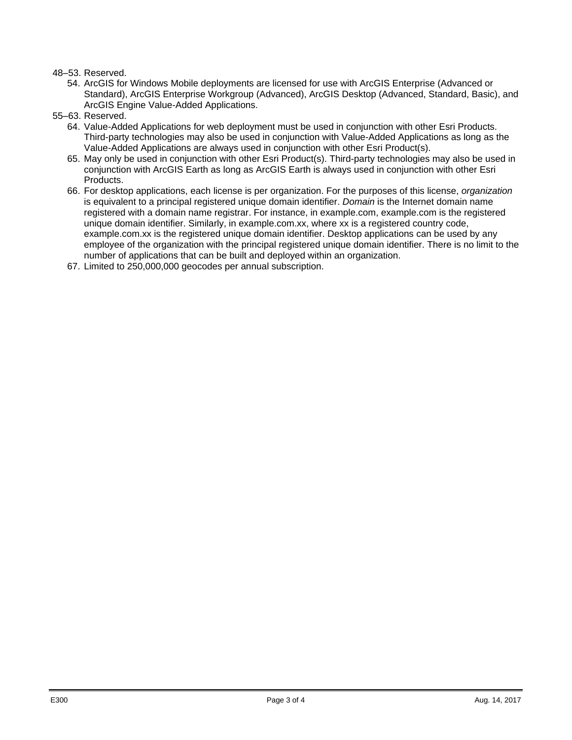48–53. Reserved.

54. ArcGIS for Windows Mobile deployments are licensed for use with ArcGIS Enterprise (Advanced or Standard), ArcGIS Enterprise Workgroup (Advanced), ArcGIS Desktop (Advanced, Standard, Basic), and ArcGIS Engine Value-Added Applications.

55–63. Reserved.

64. Value-Added Applications for web deployment must be used in conjunction with other Esri Products. Third-party technologies may also be used in conjunction with Value-Added Applications as long as the Value-Added Applications are always used in conjunction with other Esri Product(s).
65. May only be used in conjunction with other Esri Product(s). Third-party technologies may also be used in conjunction with ArcGIS Earth as long as ArcGIS Earth is always used in conjunction with other Esri Products.
66. For desktop applications, each license is per organization. For the purposes of this license, *organization* is equivalent to a principal registered unique domain identifier. *Domain* is the Internet domain name registered with a domain name registrar. For instance, in example.com, example.com is the registered unique domain identifier. Similarly, in example.com.xx, where xx is a registered country code, example.com.xx is the registered unique domain identifier. Desktop applications can be used by any employee of the organization with the principal registered unique domain identifier. There is no limit to the number of applications that can be built and deployed within an organization.
67. Limited to 250,000,000 geocodes per annual subscription.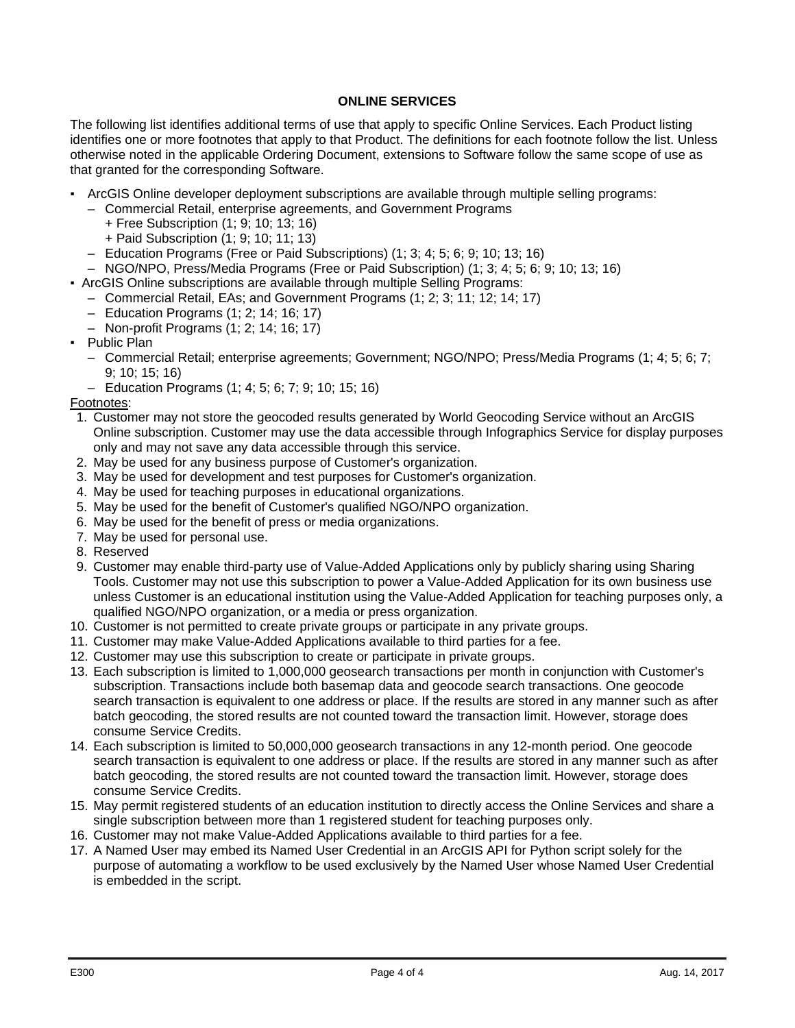**ONLINE SERVICES**

The following list identifies additional terms of use that apply to specific Online Services. Each Product listing identifies one or more footnotes that apply to that Product. The definitions for each footnote follow the list. Unless otherwise noted in the applicable Ordering Document, extensions to Software follow the same scope of use as that granted for the corresponding Software.

- ArcGIS Online developer deployment subscriptions are available through multiple selling programs:
  - Commercial Retail, enterprise agreements, and Government Programs
    - Free Subscription (1; 9; 10; 13; 16)
    - Paid Subscription (1; 9; 10; 11; 13)
  - Education Programs (Free or Paid Subscriptions) (1; 3; 4; 5; 6; 9; 10; 13; 16)
  - NGO/NPO, Press/Media Programs (Free or Paid Subscription) (1; 3; 4; 5; 6; 9; 10; 13; 16)
- ArcGIS Online subscriptions are available through multiple Selling Programs:
  - Commercial Retail, EAs; and Government Programs (1; 2; 3; 11; 12; 14; 17)
  - Education Programs (1; 2; 14; 16; 17)
  - Non-profit Programs (1; 2; 14; 16; 17)
- Public Plan
  - Commercial Retail; enterprise agreements; Government; NGO/NPO; Press/Media Programs (1; 4; 5; 6; 7; 9; 10; 15; 16)
  - Education Programs (1; 4; 5; 6; 7; 9; 10; 15; 16)

Footnotes:

1. Customer may not store the geocoded results generated by World Geocoding Service without an ArcGIS Online subscription. Customer may use the data accessible through Infographics Service for display purposes only and may not save any data accessible through this service.
2. May be used for any business purpose of Customer's organization.
3. May be used for development and test purposes for Customer's organization.
4. May be used for teaching purposes in educational organizations.
5. May be used for the benefit of Customer's qualified NGO/NPO organization.
6. May be used for the benefit of press or media organizations.
7. May be used for personal use.
8. Reserved
9. Customer may enable third-party use of Value-Added Applications only by publicly sharing using Sharing Tools. Customer may not use this subscription to power a Value-Added Application for its own business use unless Customer is an educational institution using the Value-Added Application for teaching purposes only, a qualified NGO/NPO organization, or a media or press organization.
10. Customer is not permitted to create private groups or participate in any private groups.
11. Customer may make Value-Added Applications available to third parties for a fee.
12. Customer may use this subscription to create or participate in private groups.
13. Each subscription is limited to 1,000,000 geosearch transactions per month in conjunction with Customer's subscription. Transactions include both basemap data and geocode search transactions. One geocode search transaction is equivalent to one address or place. If the results are stored in any manner such as after batch geocoding, the stored results are not counted toward the transaction limit. However, storage does consume Service Credits.
14. Each subscription is limited to 50,000,000 geosearch transactions in any 12-month period. One geocode search transaction is equivalent to one address or place. If the results are stored in any manner such as after batch geocoding, the stored results are not counted toward the transaction limit. However, storage does consume Service Credits.
15. May permit registered students of an education institution to directly access the Online Services and share a single subscription between more than 1 registered student for teaching purposes only.
16. Customer may not make Value-Added Applications available to third parties for a fee.
17. A Named User may embed its Named User Credential in an ArcGIS API for Python script solely for the purpose of automating a workflow to be used exclusively by the Named User whose Named User Credential is embedded in the script.